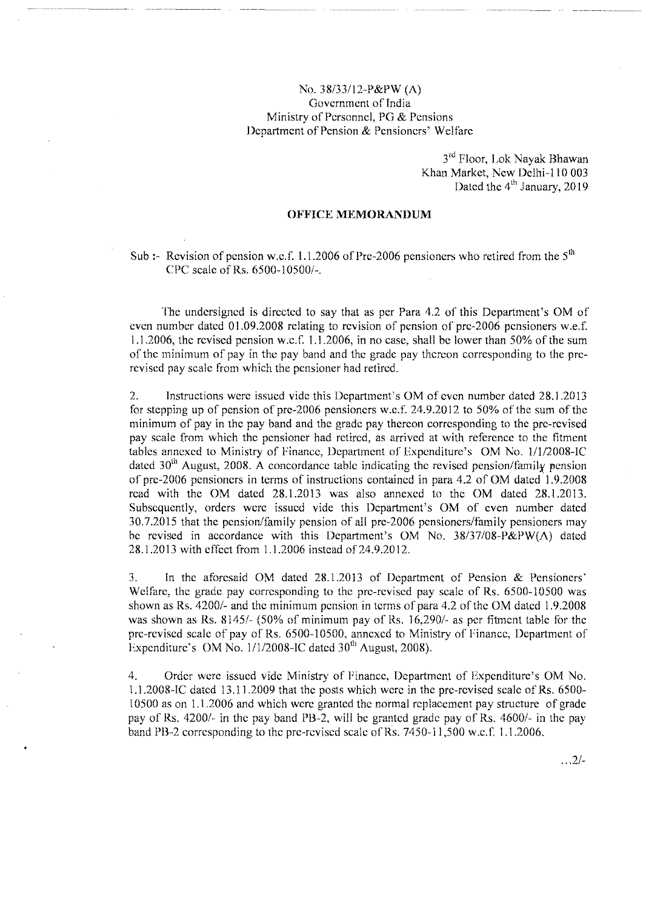No. 38/33/12-P&PW (A)
Government of India
Ministry of Personnel, PG & Pensions
Department of Pension & Pensioners' Welfare

3rd Floor, Lok Nayak Bhawan
Khan Market, New Delhi-110 003
Dated the 4th January, 2019

**OFFICE MEMORANDUM**

Sub :- Revision of pension w.e.f. 1.1.2006 of Pre-2006 pensioners who retired from the 5th CPC scale of Rs. 6500-10500/-.

The undersigned is directed to say that as per Para 4.2 of this Department's OM of even number dated 01.09.2008 relating to revision of pension of pre-2006 pensioners w.e.f. 1.1.2006, the revised pension w.e.f. 1.1.2006, in no case, shall be lower than 50% of the sum of the minimum of pay in the pay band and the grade pay thereon corresponding to the pre-revised pay scale from which the pensioner had retired.

2. Instructions were issued vide this Department's OM of even number dated 28.1.2013 for stepping up of pension of pre-2006 pensioners w.e.f. 24.9.2012 to 50% of the sum of the minimum of pay in the pay band and the grade pay thereon corresponding to the pre-revised pay scale from which the pensioner had retired, as arrived at with reference to the fitment tables annexed to Ministry of Finance, Department of Expenditure's OM No. 1/1/2008-IC dated 30th August, 2008. A concordance table indicating the revised pension/family pension of pre-2006 pensioners in terms of instructions contained in para 4.2 of OM dated 1.9.2008 read with the OM dated 28.1.2013 was also annexed to the OM dated 28.1.2013. Subsequently, orders were issued vide this Department's OM of even number dated 30.7.2015 that the pension/family pension of all pre-2006 pensioners/family pensioners may be revised in accordance with this Department's OM No. 38/37/08-P&PW(A) dated 28.1.2013 with effect from 1.1.2006 instead of 24.9.2012.

3. In the aforesaid OM dated 28.1.2013 of Department of Pension & Pensioners' Welfare, the grade pay corresponding to the pre-revised pay scale of Rs. 6500-10500 was shown as Rs. 4200/- and the minimum pension in terms of para 4.2 of the OM dated 1.9.2008 was shown as Rs. 8145/- (50% of minimum pay of Rs. 16,290/- as per fitment table for the pre-revised scale of pay of Rs. 6500-10500, annexed to Ministry of Finance, Department of Expenditure's OM No. 1/1/2008-IC dated 30th August, 2008).

4. Order were issued vide Ministry of Finance, Department of Expenditure's OM No. 1.1.2008-IC dated 13.11.2009 that the posts which were in the pre-revised scale of Rs. 6500-10500 as on 1.1.2006 and which were granted the normal replacement pay structure of grade pay of Rs. 4200/- in the pay band PB-2, will be granted grade pay of Rs. 4600/- in the pay band PB-2 corresponding to the pre-revised scale of Rs. 7450-11,500 w.e.f. 1.1.2006.

...2/-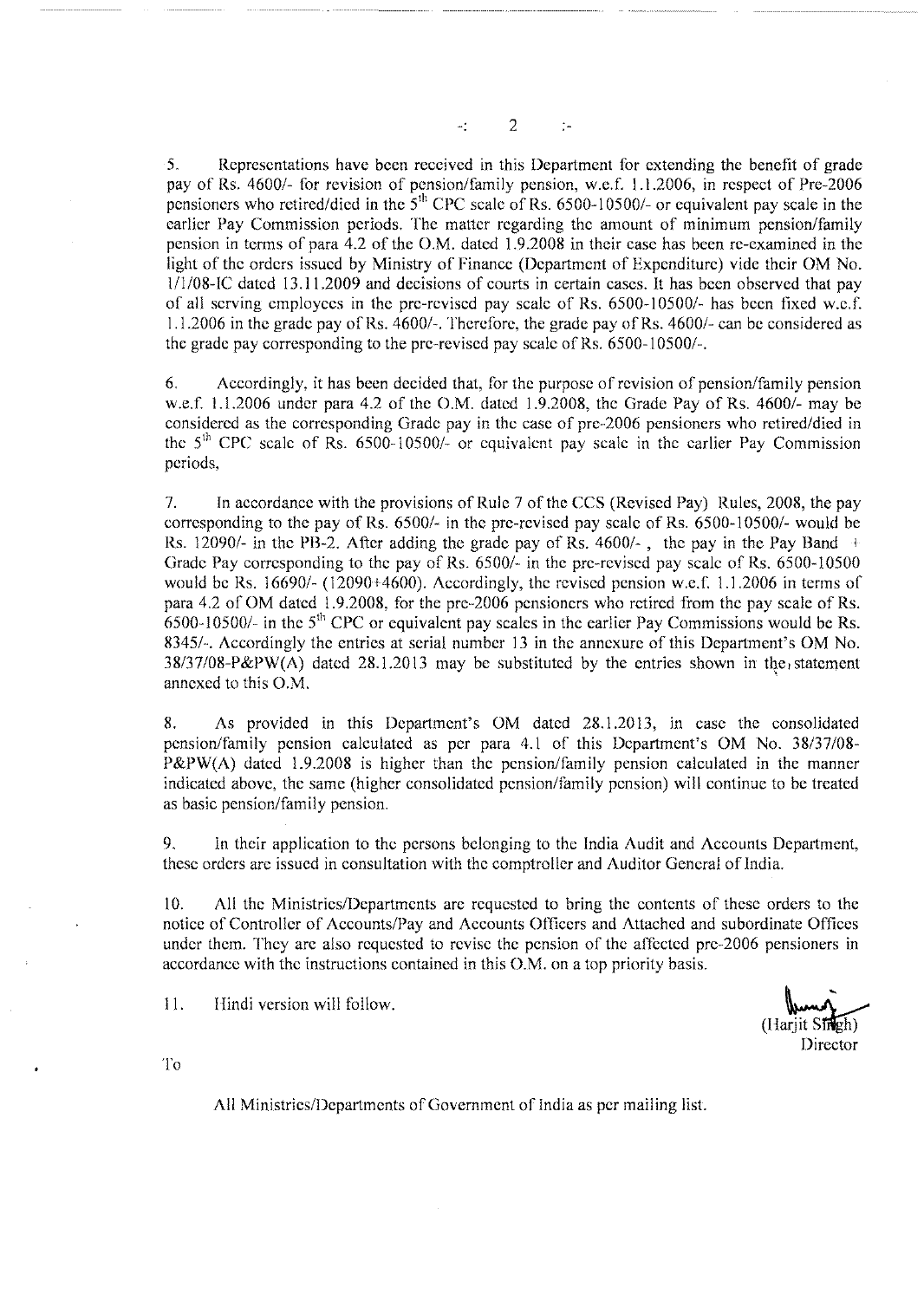5. Representations have been received in this Department for extending the benefit of grade pay of Rs. 4600/- for revision of pension/family pension, w.e.f. 1.1.2006, in respect of Pre-2006 pensioners who retired/died in the 5[th] CPC scale of Rs. 6500-10500/- or equivalent pay scale in the earlier Pay Commission periods. The matter regarding the amount of minimum pension/family pension in terms of para 4.2 of the O.M. dated 1.9.2008 in their case has been re-examined in the light of the orders issued by Ministry of Finance (Department of Expenditure) vide their OM No. 1/1/08-IC dated 13.11.2009 and decisions of courts in certain cases. It has been observed that pay of all serving employees in the pre-revised pay scale of Rs. 6500-10500/- has been fixed w.e.f. 1.1.2006 in the grade pay of Rs. 4600/-. Therefore, the grade pay of Rs. 4600/- can be considered as the grade pay corresponding to the pre-revised pay scale of Rs. 6500-10500/-.

6. Accordingly, it has been decided that, for the purpose of revision of pension/family pension w.e.f. 1.1.2006 under para 4.2 of the O.M. dated 1.9.2008, the Grade Pay of Rs. 4600/- may be considered as the corresponding Grade pay in the case of pre-2006 pensioners who retired/died in the 5[th] CPC scale of Rs. 6500-10500/- or equivalent pay scale in the earlier Pay Commission periods,

7. In accordance with the provisions of Rule 7 of the CCS (Revised Pay) Rules, 2008, the pay corresponding to the pay of Rs. 6500/- in the pre-revised pay scale of Rs. 6500-10500/- would be Rs. 12090/- in the PB-2. After adding the grade pay of Rs. 4600/- , the pay in the Pay Band + Grade Pay corresponding to the pay of Rs. 6500/- in the pre-revised pay scale of Rs. 6500-10500 would be Rs. 16690/- (12090+4600). Accordingly, the revised pension w.e.f. 1.1.2006 in terms of para 4.2 of OM dated 1.9.2008, for the pre-2006 pensioners who retired from the pay scale of Rs. 6500-10500/- in the 5[th] CPC or equivalent pay scales in the earlier Pay Commissions would be Rs. 8345/-. Accordingly the entries at serial number 13 in the annexure of this Department's OM No. 38/37/08-P&PW(A) dated 28.1.2013 may be substituted by the entries shown in the statement annexed to this O.M.

8. As provided in this Department's OM dated 28.1.2013, in case the consolidated pension/family pension calculated as per para 4.1 of this Department's OM No. 38/37/08-P&PW(A) dated 1.9.2008 is higher than the pension/family pension calculated in the manner indicated above, the same (higher consolidated pension/family pension) will continue to be treated as basic pension/family pension.

9. In their application to the persons belonging to the India Audit and Accounts Department, these orders are issued in consultation with the comptroller and Auditor General of India.

10. All the Ministries/Departments are requested to bring the contents of these orders to the notice of Controller of Accounts/Pay and Accounts Officers and Attached and subordinate Offices under them. They are also requested to revise the pension of the affected pre-2006 pensioners in accordance with the instructions contained in this O.M. on a top priority basis.

11. Hindi version will follow.

(Harjit Singh)
Director

To

All Ministries/Departments of Government of India as per mailing list.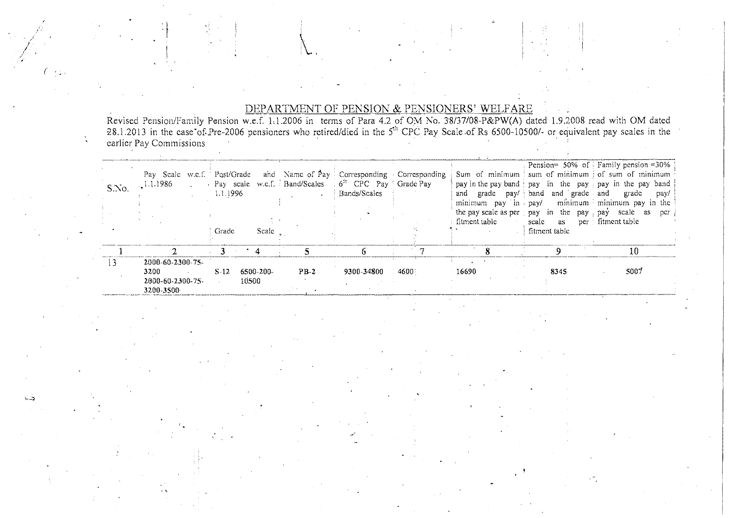## DEPARTMENT OF PENSION & PENSIONERS' WELFARE

Revised Pension/Family Pension w.e.f. 1.1.2006 in terms of Para 4.2 of OM No. 38/37/08-P&PW(A) dated 1.9.2008 read with OM dated 28.1.2013 in the case of Pre-2006 pensioners who retired/died in the 5th CPC Pay Scale of Rs 6500-10500/- or equivalent pay scales in the earlier Pay Commissions

| S.No. | Pay Scale w.e.f. 1.1.1986 | Post/Grade and Pay scale w.e.f. 1.1.1996 | | Name of Pay Band/Scales | Corresponding 6th CPC Pay Bands/Scales | Corresponding Grade Pay | Sum of minimum pay in the pay band and grade pay/ minimum pay in the pay scale as per fitment table | Pension= 50% of sum of minimum pay in the pay band and grade pay/ minimum pay in the pay scale as per fitment table | Family pension =30% of sum of minimum pay in the pay band and grade pay/ minimum pay in the pay scale as per fitment table |
|---|---|---|---|---|---|---|---|---|---|
| | | Grade | Scale | | | | | | |
| 1 | 2 | 3 | 4 | 5 | 6 | 7 | 8 | 9 | 10 |
| 13 | 2000-60-2300-75-3200<br>2000-60-2300-75-3200-3500 | S-12 | 6500-200-10500 | PB-2 | 9300-34800 | 4600 | 16690 | 8345 | 5007 |